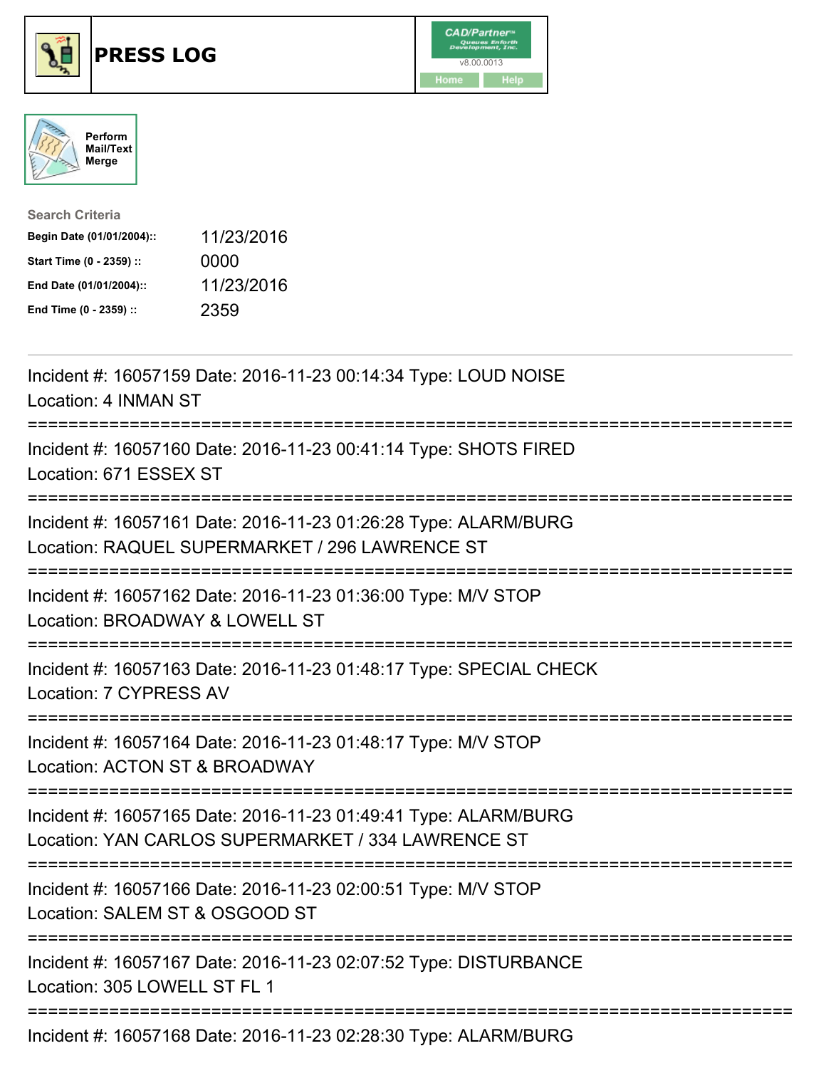# PRESS LOG

CAD/Partner v8.00.0013

Home Help

Perform Mail/Text Merge

**Search Criteria**

| | |
|---|---|
| **Begin Date (01/01/2004)::** | 11/23/2016 |
| **Start Time (0 - 2359) ::** | 0000 |
| **End Date (01/01/2004)::** | 11/23/2016 |
| **End Time (0 - 2359) ::** | 2359 |

---

Incident #: 16057159 Date: 2016-11-23 00:14:34 Type: LOUD NOISE
Location: 4 INMAN ST

===========================================================================

Incident #: 16057160 Date: 2016-11-23 00:41:14 Type: SHOTS FIRED
Location: 671 ESSEX ST

===========================================================================

Incident #: 16057161 Date: 2016-11-23 01:26:28 Type: ALARM/BURG
Location: RAQUEL SUPERMARKET / 296 LAWRENCE ST

===========================================================================

Incident #: 16057162 Date: 2016-11-23 01:36:00 Type: M/V STOP
Location: BROADWAY & LOWELL ST

===========================================================================

Incident #: 16057163 Date: 2016-11-23 01:48:17 Type: SPECIAL CHECK
Location: 7 CYPRESS AV

===========================================================================

Incident #: 16057164 Date: 2016-11-23 01:48:17 Type: M/V STOP
Location: ACTON ST & BROADWAY

===========================================================================

Incident #: 16057165 Date: 2016-11-23 01:49:41 Type: ALARM/BURG
Location: YAN CARLOS SUPERMARKET / 334 LAWRENCE ST

===========================================================================

Incident #: 16057166 Date: 2016-11-23 02:00:51 Type: M/V STOP
Location: SALEM ST & OSGOOD ST

===========================================================================

Incident #: 16057167 Date: 2016-11-23 02:07:52 Type: DISTURBANCE
Location: 305 LOWELL ST FL 1

===========================================================================

Incident #: 16057168 Date: 2016-11-23 02:28:30 Type: ALARM/BURG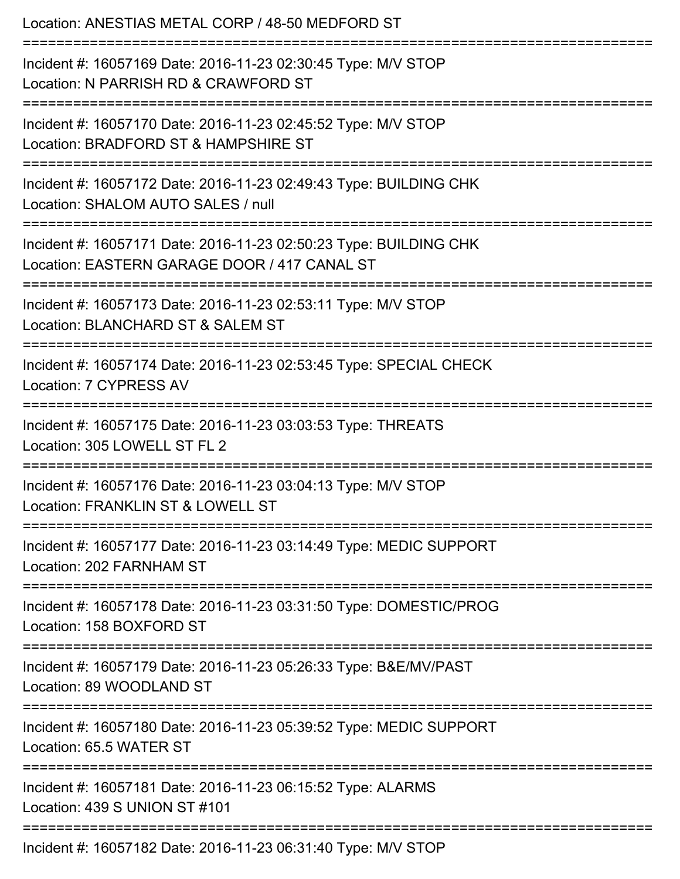Location: ANESTIAS METAL CORP / 48-50 MEDFORD ST

===========================================================================

Incident #: 16057169 Date: 2016-11-23 02:30:45 Type: M/V STOP

Location: N PARRISH RD & CRAWFORD ST

===========================================================================

Incident #: 16057170 Date: 2016-11-23 02:45:52 Type: M/V STOP

Location: BRADFORD ST & HAMPSHIRE ST

===========================================================================

Incident #: 16057172 Date: 2016-11-23 02:49:43 Type: BUILDING CHK

Location: SHALOM AUTO SALES / null

===========================================================================

Incident #: 16057171 Date: 2016-11-23 02:50:23 Type: BUILDING CHK

Location: EASTERN GARAGE DOOR / 417 CANAL ST

===========================================================================

Incident #: 16057173 Date: 2016-11-23 02:53:11 Type: M/V STOP

Location: BLANCHARD ST & SALEM ST

===========================================================================

Incident #: 16057174 Date: 2016-11-23 02:53:45 Type: SPECIAL CHECK

Location: 7 CYPRESS AV

===========================================================================

Incident #: 16057175 Date: 2016-11-23 03:03:53 Type: THREATS

Location: 305 LOWELL ST FL 2

===========================================================================

Incident #: 16057176 Date: 2016-11-23 03:04:13 Type: M/V STOP

Location: FRANKLIN ST & LOWELL ST

===========================================================================

Incident #: 16057177 Date: 2016-11-23 03:14:49 Type: MEDIC SUPPORT

Location: 202 FARNHAM ST

===========================================================================

Incident #: 16057178 Date: 2016-11-23 03:31:50 Type: DOMESTIC/PROG

Location: 158 BOXFORD ST

===========================================================================

Incident #: 16057179 Date: 2016-11-23 05:26:33 Type: B&E/MV/PAST

Location: 89 WOODLAND ST

===========================================================================

Incident #: 16057180 Date: 2016-11-23 05:39:52 Type: MEDIC SUPPORT

Location: 65.5 WATER ST

===========================================================================

Incident #: 16057181 Date: 2016-11-23 06:15:52 Type: ALARMS

Location: 439 S UNION ST #101

===========================================================================

Incident #: 16057182 Date: 2016-11-23 06:31:40 Type: M/V STOP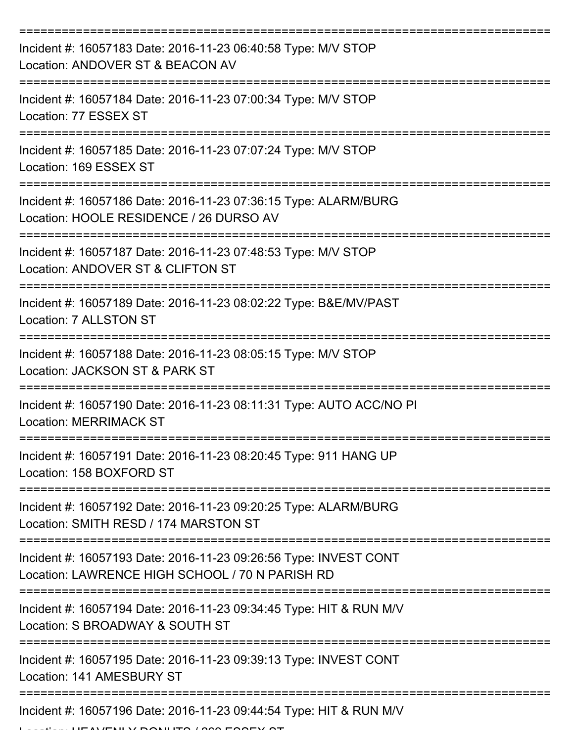Incident #: 16057183 Date: 2016-11-23 06:40:58 Type: M/V STOP
Location: ANDOVER ST & BEACON AV

---

Incident #: 16057184 Date: 2016-11-23 07:00:34 Type: M/V STOP
Location: 77 ESSEX ST

---

Incident #: 16057185 Date: 2016-11-23 07:07:24 Type: M/V STOP
Location: 169 ESSEX ST

---

Incident #: 16057186 Date: 2016-11-23 07:36:15 Type: ALARM/BURG
Location: HOOLE RESIDENCE / 26 DURSO AV

---

Incident #: 16057187 Date: 2016-11-23 07:48:53 Type: M/V STOP
Location: ANDOVER ST & CLIFTON ST

---

Incident #: 16057189 Date: 2016-11-23 08:02:22 Type: B&E/MV/PAST
Location: 7 ALLSTON ST

---

Incident #: 16057188 Date: 2016-11-23 08:05:15 Type: M/V STOP
Location: JACKSON ST & PARK ST

---

Incident #: 16057190 Date: 2016-11-23 08:11:31 Type: AUTO ACC/NO PI
Location: MERRIMACK ST

---

Incident #: 16057191 Date: 2016-11-23 08:20:45 Type: 911 HANG UP
Location: 158 BOXFORD ST

---

Incident #: 16057192 Date: 2016-11-23 09:20:25 Type: ALARM/BURG
Location: SMITH RESD / 174 MARSTON ST

---

Incident #: 16057193 Date: 2016-11-23 09:26:56 Type: INVEST CONT
Location: LAWRENCE HIGH SCHOOL / 70 N PARISH RD

---

Incident #: 16057194 Date: 2016-11-23 09:34:45 Type: HIT & RUN M/V
Location: S BROADWAY & SOUTH ST

---

Incident #: 16057195 Date: 2016-11-23 09:39:13 Type: INVEST CONT
Location: 141 AMESBURY ST

---

Incident #: 16057196 Date: 2016-11-23 09:44:54 Type: HIT & RUN M/V
Location: HEAVENLY DONUTS / 262 ESSEX ST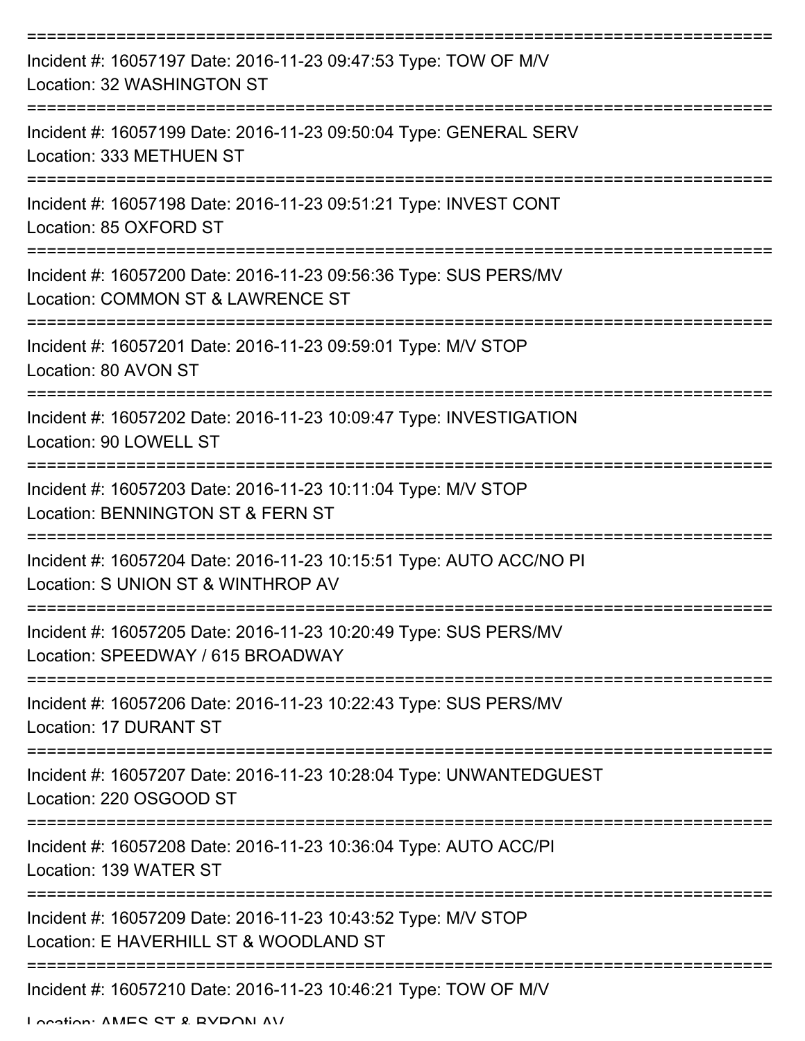===========================================================================

Incident #: 16057197 Date: 2016-11-23 09:47:53 Type: TOW OF M/V
Location: 32 WASHINGTON ST

===========================================================================

Incident #: 16057199 Date: 2016-11-23 09:50:04 Type: GENERAL SERV
Location: 333 METHUEN ST

===========================================================================

Incident #: 16057198 Date: 2016-11-23 09:51:21 Type: INVEST CONT
Location: 85 OXFORD ST

===========================================================================

Incident #: 16057200 Date: 2016-11-23 09:56:36 Type: SUS PERS/MV
Location: COMMON ST & LAWRENCE ST

===========================================================================

Incident #: 16057201 Date: 2016-11-23 09:59:01 Type: M/V STOP
Location: 80 AVON ST

===========================================================================

Incident #: 16057202 Date: 2016-11-23 10:09:47 Type: INVESTIGATION
Location: 90 LOWELL ST

===========================================================================

Incident #: 16057203 Date: 2016-11-23 10:11:04 Type: M/V STOP
Location: BENNINGTON ST & FERN ST

===========================================================================

Incident #: 16057204 Date: 2016-11-23 10:15:51 Type: AUTO ACC/NO PI
Location: S UNION ST & WINTHROP AV

===========================================================================

Incident #: 16057205 Date: 2016-11-23 10:20:49 Type: SUS PERS/MV
Location: SPEEDWAY / 615 BROADWAY

===========================================================================

Incident #: 16057206 Date: 2016-11-23 10:22:43 Type: SUS PERS/MV
Location: 17 DURANT ST

===========================================================================

Incident #: 16057207 Date: 2016-11-23 10:28:04 Type: UNWANTEDGUEST
Location: 220 OSGOOD ST

===========================================================================

Incident #: 16057208 Date: 2016-11-23 10:36:04 Type: AUTO ACC/PI
Location: 139 WATER ST

===========================================================================

Incident #: 16057209 Date: 2016-11-23 10:43:52 Type: M/V STOP
Location: E HAVERHILL ST & WOODLAND ST

===========================================================================

Incident #: 16057210 Date: 2016-11-23 10:46:21 Type: TOW OF M/V
Location: AMES ST & BYRON AV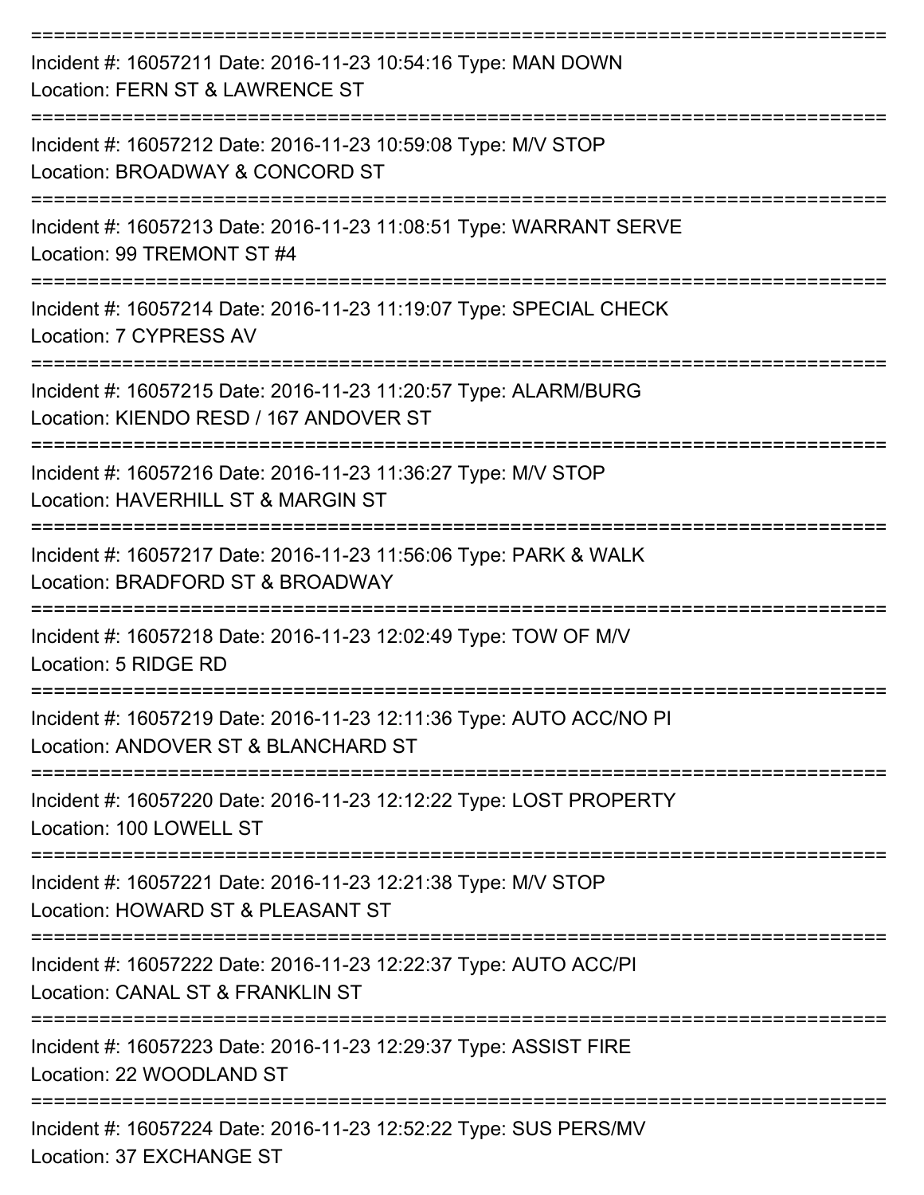===========================================================================
Incident #: 16057211 Date: 2016-11-23 10:54:16 Type: MAN DOWN
Location: FERN ST & LAWRENCE ST
===========================================================================
Incident #: 16057212 Date: 2016-11-23 10:59:08 Type: M/V STOP
Location: BROADWAY & CONCORD ST
===========================================================================
Incident #: 16057213 Date: 2016-11-23 11:08:51 Type: WARRANT SERVE
Location: 99 TREMONT ST #4
===========================================================================
Incident #: 16057214 Date: 2016-11-23 11:19:07 Type: SPECIAL CHECK
Location: 7 CYPRESS AV
===========================================================================
Incident #: 16057215 Date: 2016-11-23 11:20:57 Type: ALARM/BURG
Location: KIENDO RESD / 167 ANDOVER ST
===========================================================================
Incident #: 16057216 Date: 2016-11-23 11:36:27 Type: M/V STOP
Location: HAVERHILL ST & MARGIN ST
===========================================================================
Incident #: 16057217 Date: 2016-11-23 11:56:06 Type: PARK & WALK
Location: BRADFORD ST & BROADWAY
===========================================================================
Incident #: 16057218 Date: 2016-11-23 12:02:49 Type: TOW OF M/V
Location: 5 RIDGE RD
===========================================================================
Incident #: 16057219 Date: 2016-11-23 12:11:36 Type: AUTO ACC/NO PI
Location: ANDOVER ST & BLANCHARD ST
===========================================================================
Incident #: 16057220 Date: 2016-11-23 12:12:22 Type: LOST PROPERTY
Location: 100 LOWELL ST
===========================================================================
Incident #: 16057221 Date: 2016-11-23 12:21:38 Type: M/V STOP
Location: HOWARD ST & PLEASANT ST
===========================================================================
Incident #: 16057222 Date: 2016-11-23 12:22:37 Type: AUTO ACC/PI
Location: CANAL ST & FRANKLIN ST
===========================================================================
Incident #: 16057223 Date: 2016-11-23 12:29:37 Type: ASSIST FIRE
Location: 22 WOODLAND ST
===========================================================================
Incident #: 16057224 Date: 2016-11-23 12:52:22 Type: SUS PERS/MV
Location: 37 EXCHANGE ST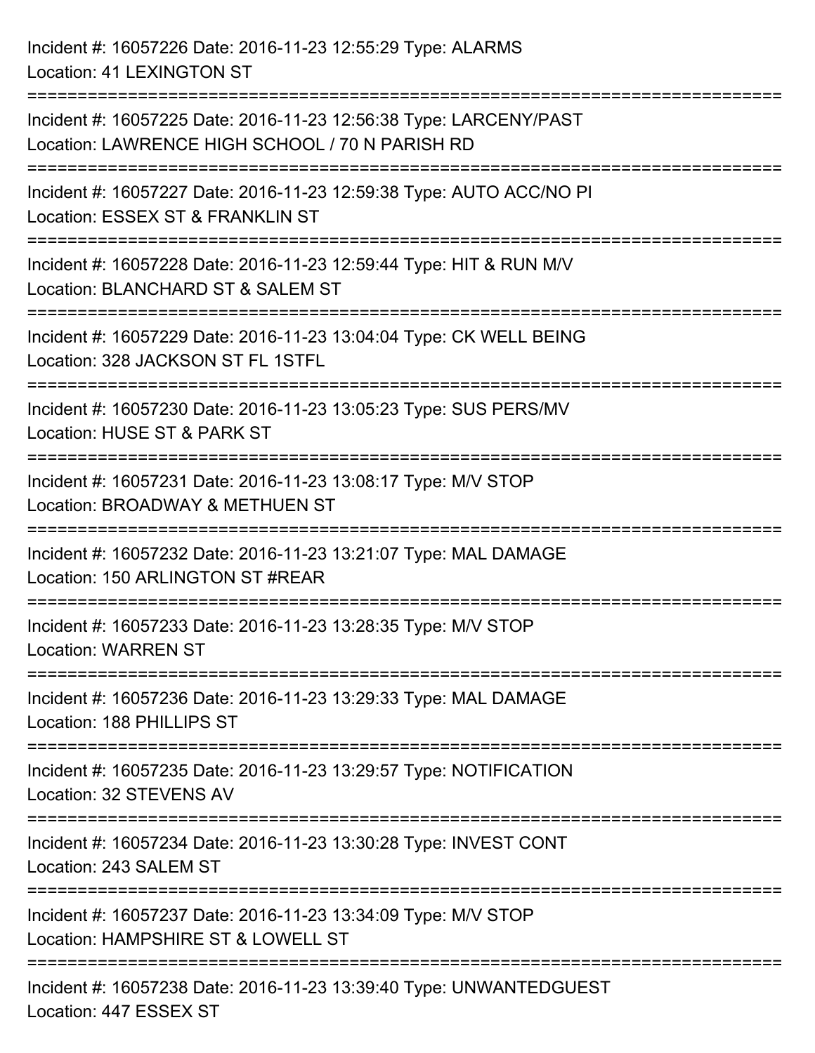Incident #: 16057226 Date: 2016-11-23 12:55:29 Type: ALARMS
Location: 41 LEXINGTON ST

===========================================================================

Incident #: 16057225 Date: 2016-11-23 12:56:38 Type: LARCENY/PAST
Location: LAWRENCE HIGH SCHOOL / 70 N PARISH RD

===========================================================================

Incident #: 16057227 Date: 2016-11-23 12:59:38 Type: AUTO ACC/NO PI
Location: ESSEX ST & FRANKLIN ST

===========================================================================

Incident #: 16057228 Date: 2016-11-23 12:59:44 Type: HIT & RUN M/V
Location: BLANCHARD ST & SALEM ST

===========================================================================

Incident #: 16057229 Date: 2016-11-23 13:04:04 Type: CK WELL BEING
Location: 328 JACKSON ST FL 1STFL

===========================================================================

Incident #: 16057230 Date: 2016-11-23 13:05:23 Type: SUS PERS/MV
Location: HUSE ST & PARK ST

===========================================================================

Incident #: 16057231 Date: 2016-11-23 13:08:17 Type: M/V STOP
Location: BROADWAY & METHUEN ST

===========================================================================

Incident #: 16057232 Date: 2016-11-23 13:21:07 Type: MAL DAMAGE
Location: 150 ARLINGTON ST #REAR

===========================================================================

Incident #: 16057233 Date: 2016-11-23 13:28:35 Type: M/V STOP
Location: WARREN ST

===========================================================================

Incident #: 16057236 Date: 2016-11-23 13:29:33 Type: MAL DAMAGE
Location: 188 PHILLIPS ST

===========================================================================

Incident #: 16057235 Date: 2016-11-23 13:29:57 Type: NOTIFICATION
Location: 32 STEVENS AV

===========================================================================

Incident #: 16057234 Date: 2016-11-23 13:30:28 Type: INVEST CONT
Location: 243 SALEM ST

===========================================================================

Incident #: 16057237 Date: 2016-11-23 13:34:09 Type: M/V STOP
Location: HAMPSHIRE ST & LOWELL ST

===========================================================================

Incident #: 16057238 Date: 2016-11-23 13:39:40 Type: UNWANTEDGUEST
Location: 447 ESSEX ST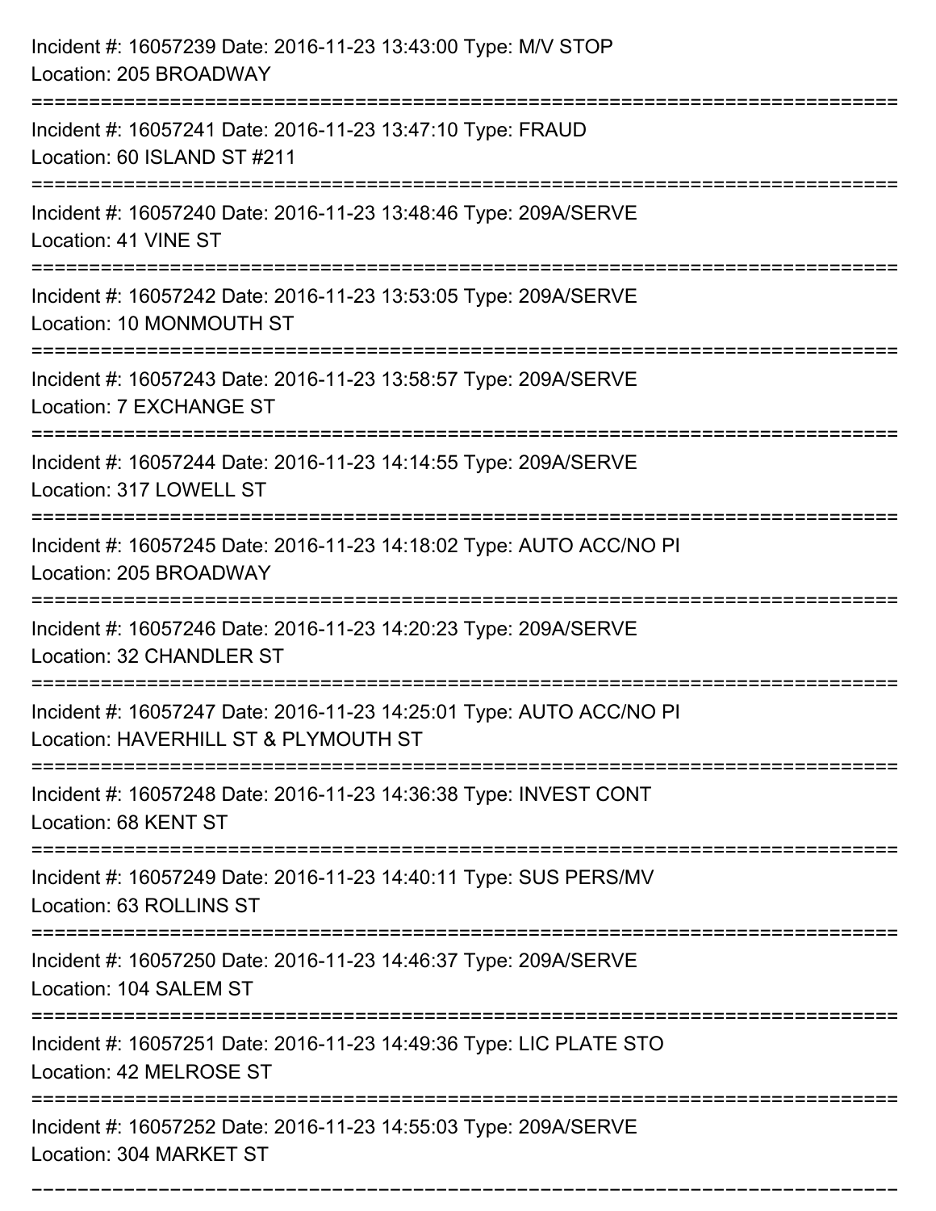Incident #: 16057239 Date: 2016-11-23 13:43:00 Type: M/V STOP
Location: 205 BROADWAY

===========================================================================

Incident #: 16057241 Date: 2016-11-23 13:47:10 Type: FRAUD
Location: 60 ISLAND ST #211

===========================================================================

Incident #: 16057240 Date: 2016-11-23 13:48:46 Type: 209A/SERVE
Location: 41 VINE ST

===========================================================================

Incident #: 16057242 Date: 2016-11-23 13:53:05 Type: 209A/SERVE
Location: 10 MONMOUTH ST

===========================================================================

Incident #: 16057243 Date: 2016-11-23 13:58:57 Type: 209A/SERVE
Location: 7 EXCHANGE ST

===========================================================================

Incident #: 16057244 Date: 2016-11-23 14:14:55 Type: 209A/SERVE
Location: 317 LOWELL ST

===========================================================================

Incident #: 16057245 Date: 2016-11-23 14:18:02 Type: AUTO ACC/NO PI
Location: 205 BROADWAY

===========================================================================

Incident #: 16057246 Date: 2016-11-23 14:20:23 Type: 209A/SERVE
Location: 32 CHANDLER ST

===========================================================================

Incident #: 16057247 Date: 2016-11-23 14:25:01 Type: AUTO ACC/NO PI
Location: HAVERHILL ST & PLYMOUTH ST

===========================================================================

Incident #: 16057248 Date: 2016-11-23 14:36:38 Type: INVEST CONT
Location: 68 KENT ST

===========================================================================

Incident #: 16057249 Date: 2016-11-23 14:40:11 Type: SUS PERS/MV
Location: 63 ROLLINS ST

===========================================================================

Incident #: 16057250 Date: 2016-11-23 14:46:37 Type: 209A/SERVE
Location: 104 SALEM ST

===========================================================================

Incident #: 16057251 Date: 2016-11-23 14:49:36 Type: LIC PLATE STO
Location: 42 MELROSE ST

===========================================================================

Incident #: 16057252 Date: 2016-11-23 14:55:03 Type: 209A/SERVE
Location: 304 MARKET ST

===========================================================================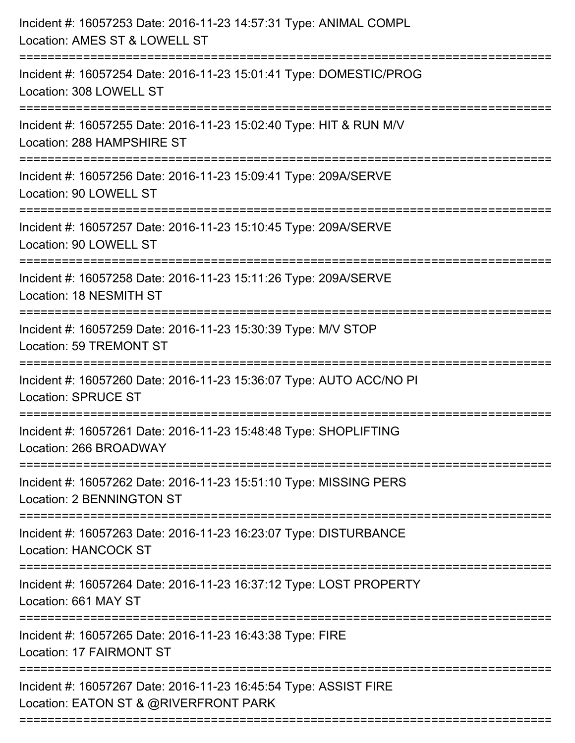Incident #: 16057253 Date: 2016-11-23 14:57:31 Type: ANIMAL COMPL
Location: AMES ST & LOWELL ST

===========================================================================

Incident #: 16057254 Date: 2016-11-23 15:01:41 Type: DOMESTIC/PROG
Location: 308 LOWELL ST

===========================================================================

Incident #: 16057255 Date: 2016-11-23 15:02:40 Type: HIT & RUN M/V
Location: 288 HAMPSHIRE ST

===========================================================================

Incident #: 16057256 Date: 2016-11-23 15:09:41 Type: 209A/SERVE
Location: 90 LOWELL ST

===========================================================================

Incident #: 16057257 Date: 2016-11-23 15:10:45 Type: 209A/SERVE
Location: 90 LOWELL ST

===========================================================================

Incident #: 16057258 Date: 2016-11-23 15:11:26 Type: 209A/SERVE
Location: 18 NESMITH ST

===========================================================================

Incident #: 16057259 Date: 2016-11-23 15:30:39 Type: M/V STOP
Location: 59 TREMONT ST

===========================================================================

Incident #: 16057260 Date: 2016-11-23 15:36:07 Type: AUTO ACC/NO PI
Location: SPRUCE ST

===========================================================================

Incident #: 16057261 Date: 2016-11-23 15:48:48 Type: SHOPLIFTING
Location: 266 BROADWAY

===========================================================================

Incident #: 16057262 Date: 2016-11-23 15:51:10 Type: MISSING PERS
Location: 2 BENNINGTON ST

===========================================================================

Incident #: 16057263 Date: 2016-11-23 16:23:07 Type: DISTURBANCE
Location: HANCOCK ST

===========================================================================

Incident #: 16057264 Date: 2016-11-23 16:37:12 Type: LOST PROPERTY
Location: 661 MAY ST

===========================================================================

Incident #: 16057265 Date: 2016-11-23 16:43:38 Type: FIRE
Location: 17 FAIRMONT ST

===========================================================================

Incident #: 16057267 Date: 2016-11-23 16:45:54 Type: ASSIST FIRE
Location: EATON ST & @RIVERFRONT PARK

===========================================================================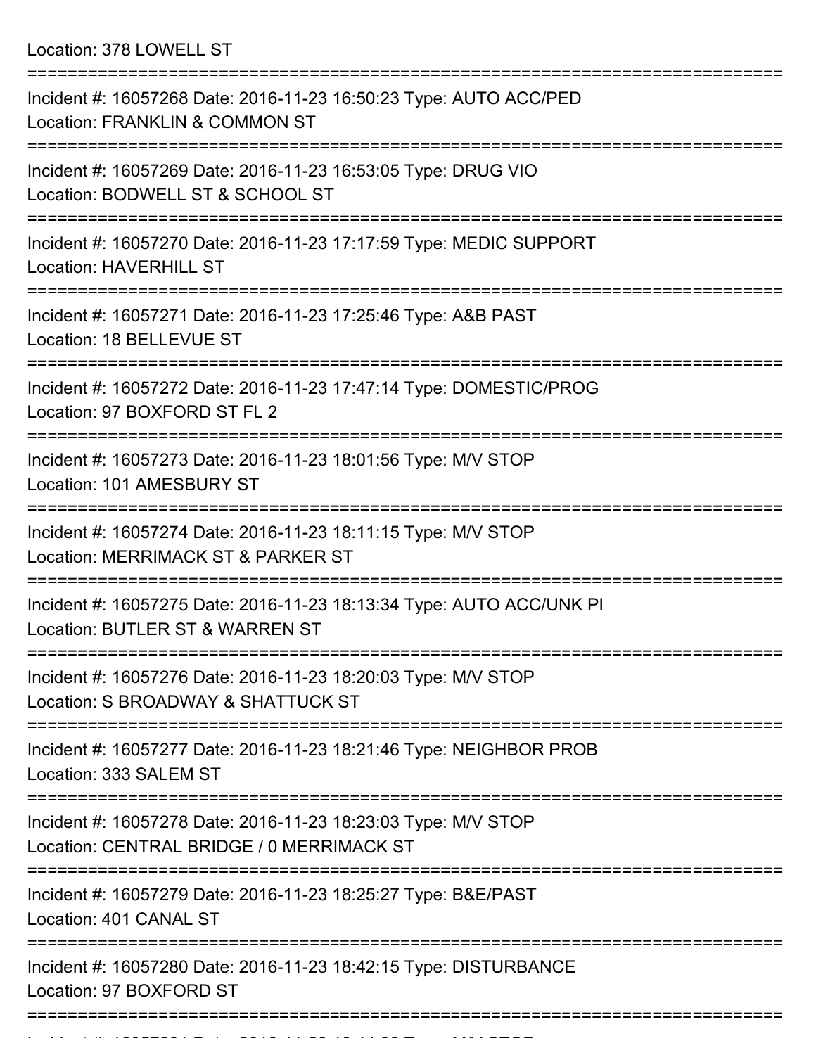Location: 378 LOWELL ST

===========================================================================

Incident #: 16057268 Date: 2016-11-23 16:50:23 Type: AUTO ACC/PED
Location: FRANKLIN & COMMON ST

===========================================================================

Incident #: 16057269 Date: 2016-11-23 16:53:05 Type: DRUG VIO
Location: BODWELL ST & SCHOOL ST

===========================================================================

Incident #: 16057270 Date: 2016-11-23 17:17:59 Type: MEDIC SUPPORT
Location: HAVERHILL ST

===========================================================================

Incident #: 16057271 Date: 2016-11-23 17:25:46 Type: A&B PAST
Location: 18 BELLEVUE ST

===========================================================================

Incident #: 16057272 Date: 2016-11-23 17:47:14 Type: DOMESTIC/PROG
Location: 97 BOXFORD ST FL 2

===========================================================================

Incident #: 16057273 Date: 2016-11-23 18:01:56 Type: M/V STOP
Location: 101 AMESBURY ST

===========================================================================

Incident #: 16057274 Date: 2016-11-23 18:11:15 Type: M/V STOP
Location: MERRIMACK ST & PARKER ST

===========================================================================

Incident #: 16057275 Date: 2016-11-23 18:13:34 Type: AUTO ACC/UNK PI
Location: BUTLER ST & WARREN ST

===========================================================================

Incident #: 16057276 Date: 2016-11-23 18:20:03 Type: M/V STOP
Location: S BROADWAY & SHATTUCK ST

===========================================================================

Incident #: 16057277 Date: 2016-11-23 18:21:46 Type: NEIGHBOR PROB
Location: 333 SALEM ST

===========================================================================

Incident #: 16057278 Date: 2016-11-23 18:23:03 Type: M/V STOP
Location: CENTRAL BRIDGE / 0 MERRIMACK ST

===========================================================================

Incident #: 16057279 Date: 2016-11-23 18:25:27 Type: B&E/PAST
Location: 401 CANAL ST

===========================================================================

Incident #: 16057280 Date: 2016-11-23 18:42:15 Type: DISTURBANCE
Location: 97 BOXFORD ST

===========================================================================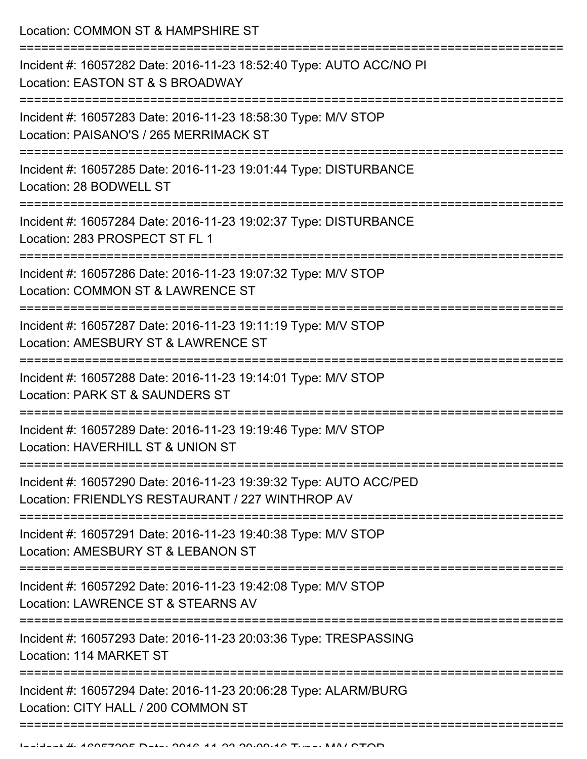Location: COMMON ST & HAMPSHIRE ST

===========================================================================

Incident #: 16057282 Date: 2016-11-23 18:52:40 Type: AUTO ACC/NO PI
Location: EASTON ST & S BROADWAY

===========================================================================

Incident #: 16057283 Date: 2016-11-23 18:58:30 Type: M/V STOP
Location: PAISANO'S / 265 MERRIMACK ST

===========================================================================

Incident #: 16057285 Date: 2016-11-23 19:01:44 Type: DISTURBANCE
Location: 28 BODWELL ST

===========================================================================

Incident #: 16057284 Date: 2016-11-23 19:02:37 Type: DISTURBANCE
Location: 283 PROSPECT ST FL 1

===========================================================================

Incident #: 16057286 Date: 2016-11-23 19:07:32 Type: M/V STOP
Location: COMMON ST & LAWRENCE ST

===========================================================================

Incident #: 16057287 Date: 2016-11-23 19:11:19 Type: M/V STOP
Location: AMESBURY ST & LAWRENCE ST

===========================================================================

Incident #: 16057288 Date: 2016-11-23 19:14:01 Type: M/V STOP
Location: PARK ST & SAUNDERS ST

===========================================================================

Incident #: 16057289 Date: 2016-11-23 19:19:46 Type: M/V STOP
Location: HAVERHILL ST & UNION ST

===========================================================================

Incident #: 16057290 Date: 2016-11-23 19:39:32 Type: AUTO ACC/PED
Location: FRIENDLYS RESTAURANT / 227 WINTHROP AV

===========================================================================

Incident #: 16057291 Date: 2016-11-23 19:40:38 Type: M/V STOP
Location: AMESBURY ST & LEBANON ST

===========================================================================

Incident #: 16057292 Date: 2016-11-23 19:42:08 Type: M/V STOP
Location: LAWRENCE ST & STEARNS AV

===========================================================================

Incident #: 16057293 Date: 2016-11-23 20:03:36 Type: TRESPASSING
Location: 114 MARKET ST

===========================================================================

Incident #: 16057294 Date: 2016-11-23 20:06:28 Type: ALARM/BURG
Location: CITY HALL / 200 COMMON ST

===========================================================================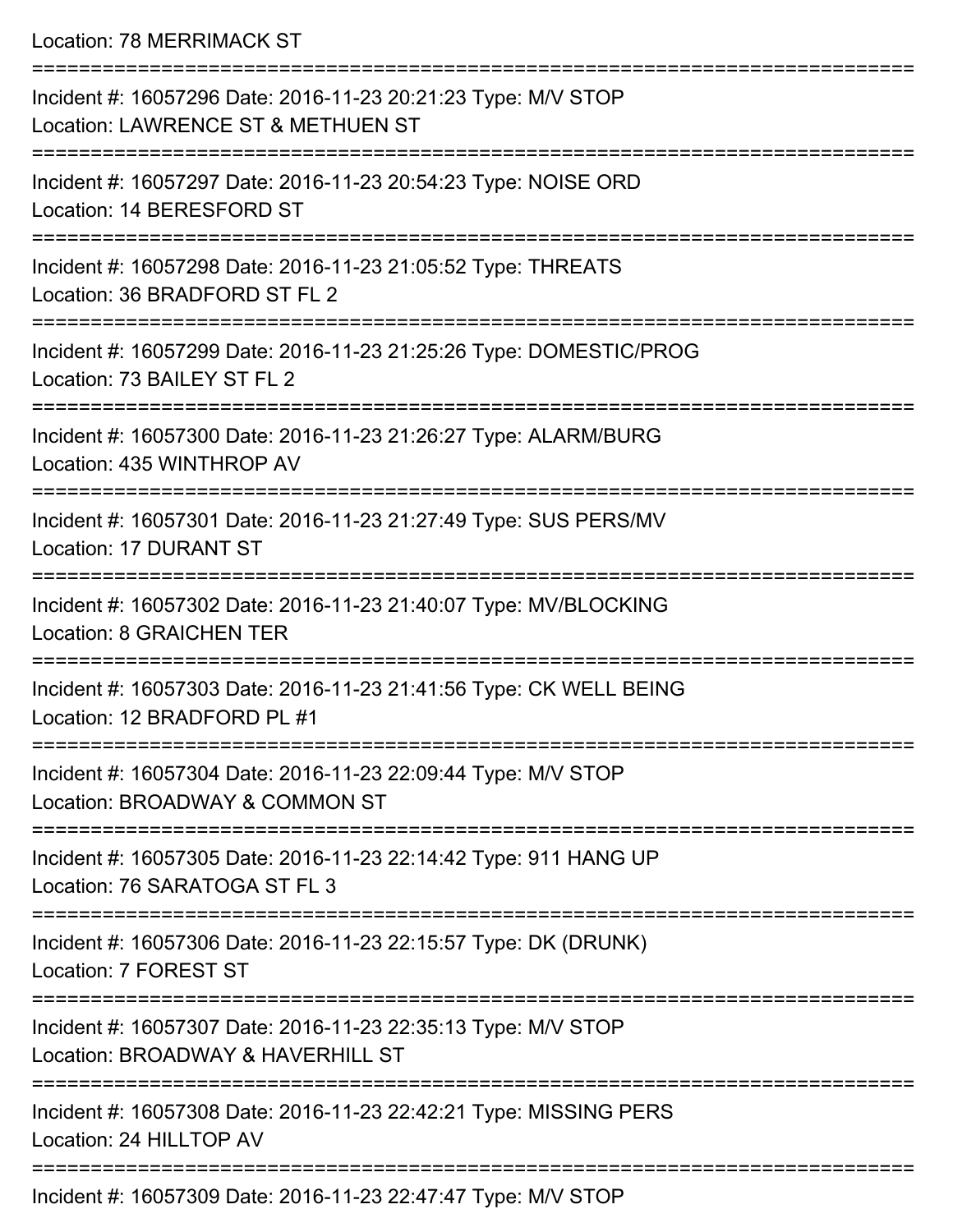Location: 78 MERRIMACK ST

===========================================================================

Incident #: 16057296 Date: 2016-11-23 20:21:23 Type: M/V STOP
Location: LAWRENCE ST & METHUEN ST

===========================================================================

Incident #: 16057297 Date: 2016-11-23 20:54:23 Type: NOISE ORD
Location: 14 BERESFORD ST

===========================================================================

Incident #: 16057298 Date: 2016-11-23 21:05:52 Type: THREATS
Location: 36 BRADFORD ST FL 2

===========================================================================

Incident #: 16057299 Date: 2016-11-23 21:25:26 Type: DOMESTIC/PROG
Location: 73 BAILEY ST FL 2

===========================================================================

Incident #: 16057300 Date: 2016-11-23 21:26:27 Type: ALARM/BURG
Location: 435 WINTHROP AV

===========================================================================

Incident #: 16057301 Date: 2016-11-23 21:27:49 Type: SUS PERS/MV
Location: 17 DURANT ST

===========================================================================

Incident #: 16057302 Date: 2016-11-23 21:40:07 Type: MV/BLOCKING
Location: 8 GRAICHEN TER

===========================================================================

Incident #: 16057303 Date: 2016-11-23 21:41:56 Type: CK WELL BEING
Location: 12 BRADFORD PL #1

===========================================================================

Incident #: 16057304 Date: 2016-11-23 22:09:44 Type: M/V STOP
Location: BROADWAY & COMMON ST

===========================================================================

Incident #: 16057305 Date: 2016-11-23 22:14:42 Type: 911 HANG UP
Location: 76 SARATOGA ST FL 3

===========================================================================

Incident #: 16057306 Date: 2016-11-23 22:15:57 Type: DK (DRUNK)
Location: 7 FOREST ST

===========================================================================

Incident #: 16057307 Date: 2016-11-23 22:35:13 Type: M/V STOP
Location: BROADWAY & HAVERHILL ST

===========================================================================

Incident #: 16057308 Date: 2016-11-23 22:42:21 Type: MISSING PERS
Location: 24 HILLTOP AV

===========================================================================

Incident #: 16057309 Date: 2016-11-23 22:47:47 Type: M/V STOP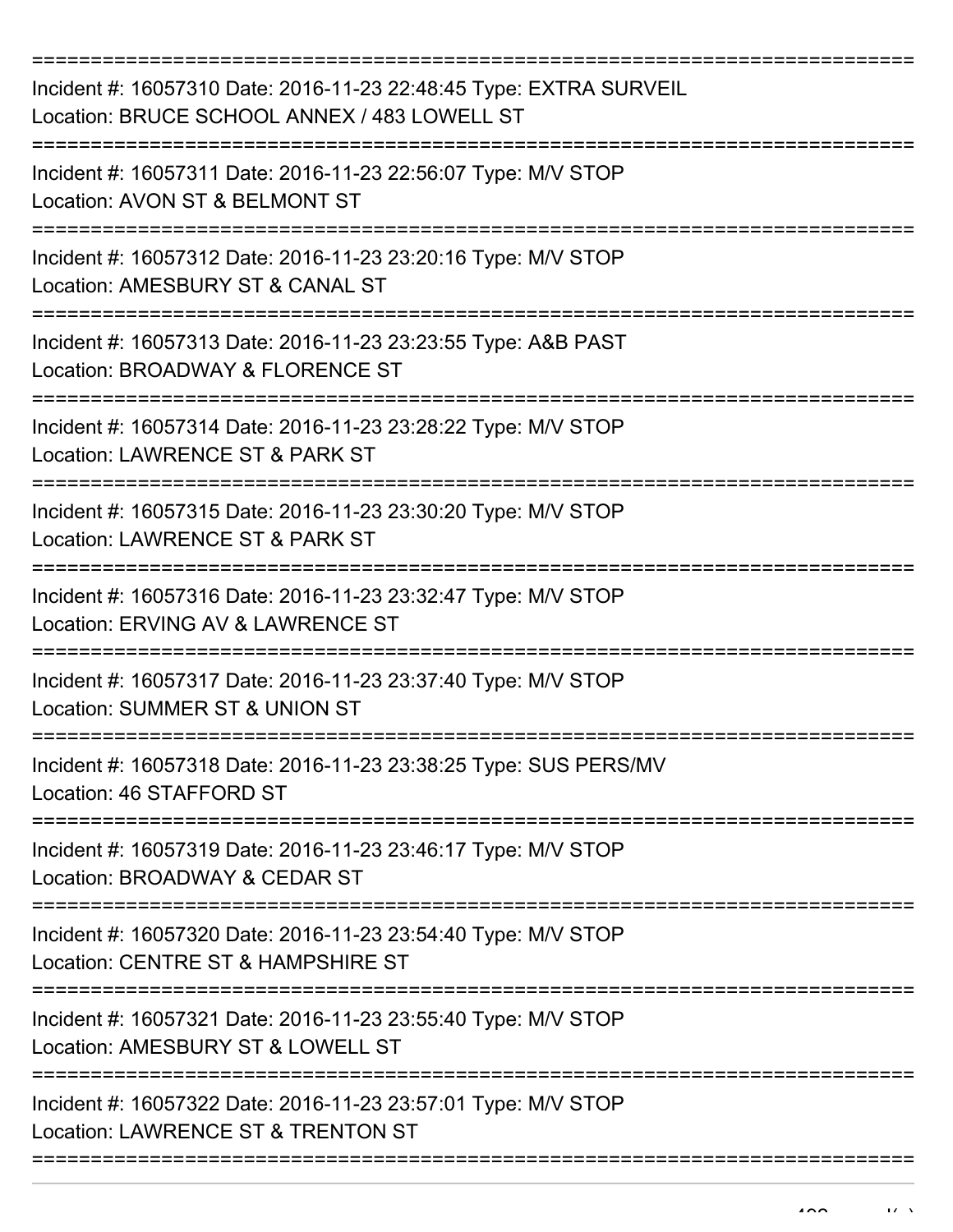Incident #: 16057310 Date: 2016-11-23 22:48:45 Type: EXTRA SURVEIL
Location: BRUCE SCHOOL ANNEX / 483 LOWELL ST

Incident #: 16057311 Date: 2016-11-23 22:56:07 Type: M/V STOP
Location: AVON ST & BELMONT ST

Incident #: 16057312 Date: 2016-11-23 23:20:16 Type: M/V STOP
Location: AMESBURY ST & CANAL ST

Incident #: 16057313 Date: 2016-11-23 23:23:55 Type: A&B PAST
Location: BROADWAY & FLORENCE ST

Incident #: 16057314 Date: 2016-11-23 23:28:22 Type: M/V STOP
Location: LAWRENCE ST & PARK ST

Incident #: 16057315 Date: 2016-11-23 23:30:20 Type: M/V STOP
Location: LAWRENCE ST & PARK ST

Incident #: 16057316 Date: 2016-11-23 23:32:47 Type: M/V STOP
Location: ERVING AV & LAWRENCE ST

Incident #: 16057317 Date: 2016-11-23 23:37:40 Type: M/V STOP
Location: SUMMER ST & UNION ST

Incident #: 16057318 Date: 2016-11-23 23:38:25 Type: SUS PERS/MV
Location: 46 STAFFORD ST

Incident #: 16057319 Date: 2016-11-23 23:46:17 Type: M/V STOP
Location: BROADWAY & CEDAR ST

Incident #: 16057320 Date: 2016-11-23 23:54:40 Type: M/V STOP
Location: CENTRE ST & HAMPSHIRE ST

Incident #: 16057321 Date: 2016-11-23 23:55:40 Type: M/V STOP
Location: AMESBURY ST & LOWELL ST

Incident #: 16057322 Date: 2016-11-23 23:57:01 Type: M/V STOP
Location: LAWRENCE ST & TRENTON ST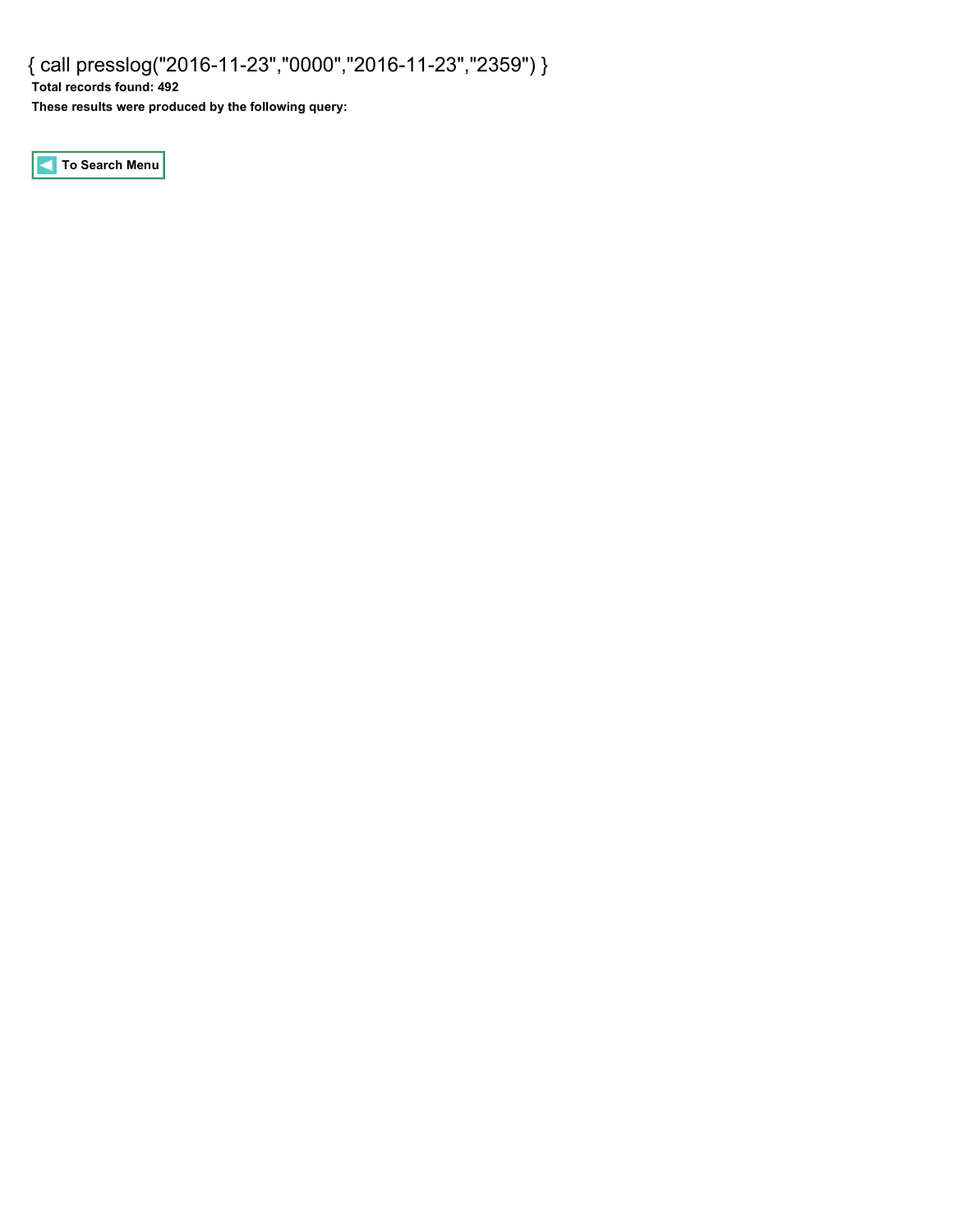{ call presslog("2016-11-23","0000","2016-11-23","2359") }

**Total records found: 492**

**These results were produced by the following query:**

**To Search Menu**